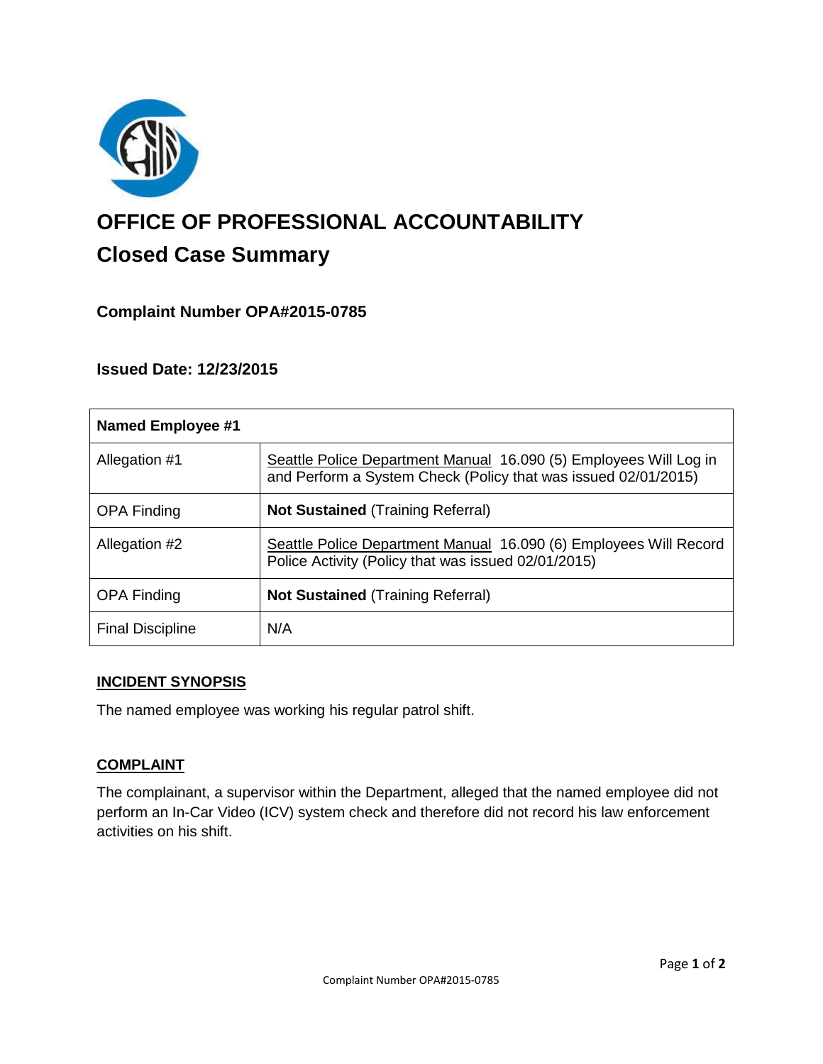# OFFICE OF PROFESSIONAL ACCOUNTABILITY

## Closed Case Summary

### Complaint Number OPA#2015-0785

### Issued Date: 12/23/2015

| Named Employee #1 | |
|---|---|
| Allegation #1 | Seattle Police Department Manual 16.090 (5) Employees Will Log in and Perform a System Check (Policy that was issued 02/01/2015) |
| OPA Finding | **Not Sustained** (Training Referral) |
| Allegation #2 | Seattle Police Department Manual 16.090 (6) Employees Will Record Police Activity (Policy that was issued 02/01/2015) |
| OPA Finding | **Not Sustained** (Training Referral) |
| Final Discipline | N/A |

## INCIDENT SYNOPSIS

The named employee was working his regular patrol shift.

## COMPLAINT

The complainant, a supervisor within the Department, alleged that the named employee did not perform an In-Car Video (ICV) system check and therefore did not record his law enforcement activities on his shift.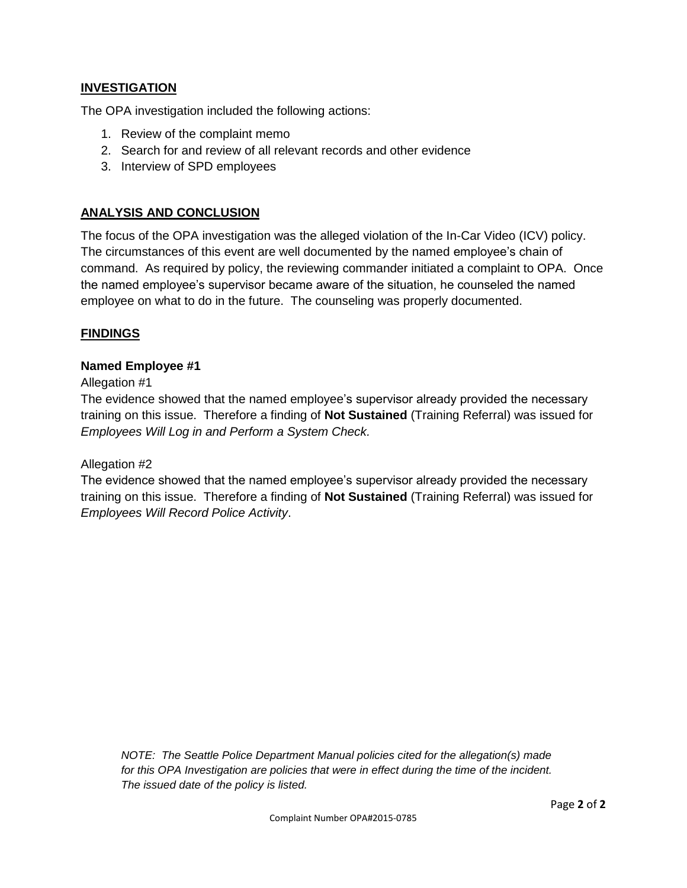## INVESTIGATION

The OPA investigation included the following actions:

1. Review of the complaint memo
2. Search for and review of all relevant records and other evidence
3. Interview of SPD employees

## ANALYSIS AND CONCLUSION

The focus of the OPA investigation was the alleged violation of the In-Car Video (ICV) policy. The circumstances of this event are well documented by the named employee's chain of command. As required by policy, the reviewing commander initiated a complaint to OPA. Once the named employee's supervisor became aware of the situation, he counseled the named employee on what to do in the future. The counseling was properly documented.

## FINDINGS

### Named Employee #1

Allegation #1

The evidence showed that the named employee's supervisor already provided the necessary training on this issue. Therefore a finding of **Not Sustained** (Training Referral) was issued for *Employees Will Log in and Perform a System Check.*

Allegation #2

The evidence showed that the named employee's supervisor already provided the necessary training on this issue. Therefore a finding of **Not Sustained** (Training Referral) was issued for *Employees Will Record Police Activity*.

*NOTE: The Seattle Police Department Manual policies cited for the allegation(s) made for this OPA Investigation are policies that were in effect during the time of the incident. The issued date of the policy is listed.*

Complaint Number OPA#2015-0785